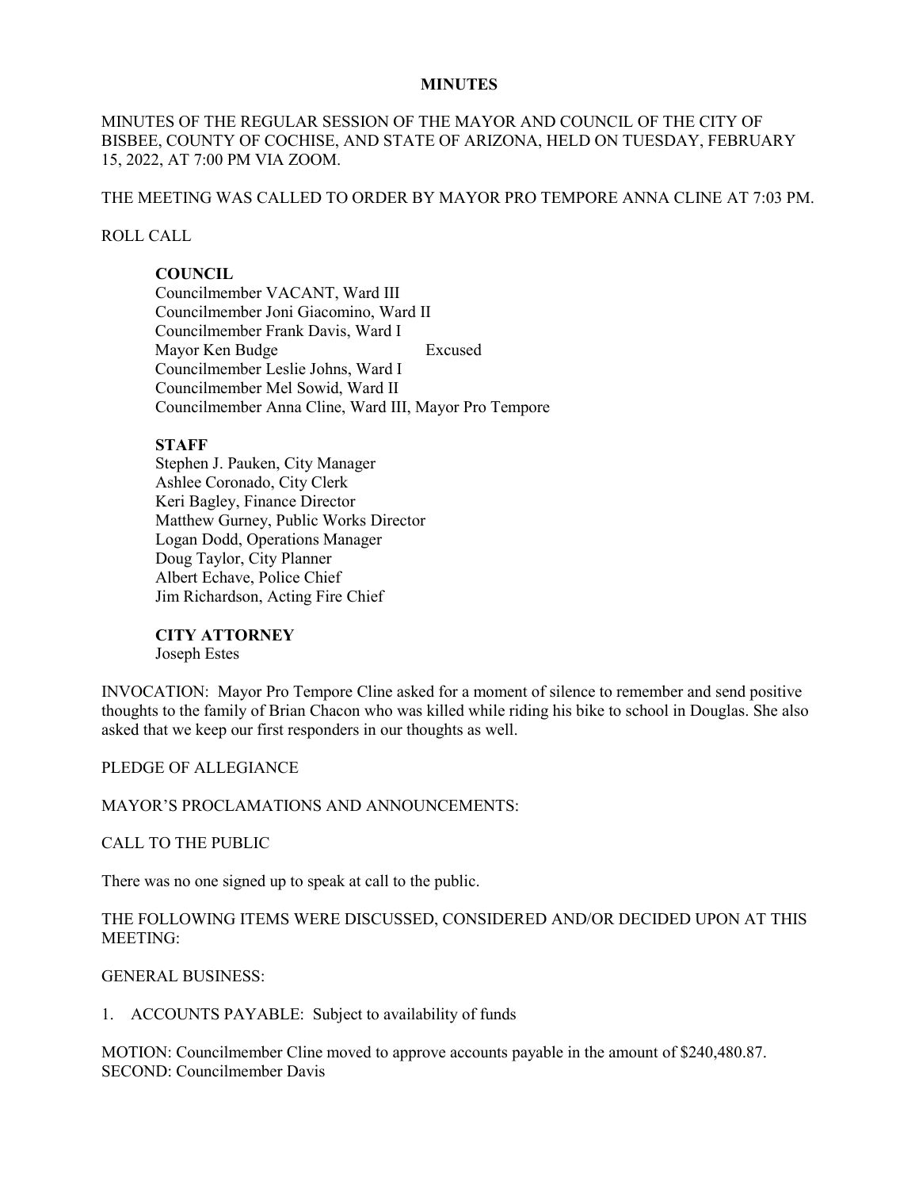# MINUTES

MINUTES OF THE REGULAR SESSION OF THE MAYOR AND COUNCIL OF THE CITY OF BISBEE, COUNTY OF COCHISE, AND STATE OF ARIZONA, HELD ON TUESDAY, FEBRUARY 15, 2022, AT 7:00 PM VIA ZOOM.

THE MEETING WAS CALLED TO ORDER BY MAYOR PRO TEMPORE ANNA CLINE AT 7:03 PM.

ROLL CALL

**COUNCIL**
Councilmember VACANT, Ward III
Councilmember Joni Giacomino, Ward II
Councilmember Frank Davis, Ward I
Mayor Ken Budge Excused
Councilmember Leslie Johns, Ward I
Councilmember Mel Sowid, Ward II
Councilmember Anna Cline, Ward III, Mayor Pro Tempore

**STAFF**
Stephen J. Pauken, City Manager
Ashlee Coronado, City Clerk
Keri Bagley, Finance Director
Matthew Gurney, Public Works Director
Logan Dodd, Operations Manager
Doug Taylor, City Planner
Albert Echave, Police Chief
Jim Richardson, Acting Fire Chief

**CITY ATTORNEY**
Joseph Estes

INVOCATION: Mayor Pro Tempore Cline asked for a moment of silence to remember and send positive thoughts to the family of Brian Chacon who was killed while riding his bike to school in Douglas. She also asked that we keep our first responders in our thoughts as well.

PLEDGE OF ALLEGIANCE

MAYOR'S PROCLAMATIONS AND ANNOUNCEMENTS:

CALL TO THE PUBLIC

There was no one signed up to speak at call to the public.

THE FOLLOWING ITEMS WERE DISCUSSED, CONSIDERED AND/OR DECIDED UPON AT THIS MEETING:

GENERAL BUSINESS:

1. ACCOUNTS PAYABLE: Subject to availability of funds

MOTION: Councilmember Cline moved to approve accounts payable in the amount of $240,480.87.
SECOND: Councilmember Davis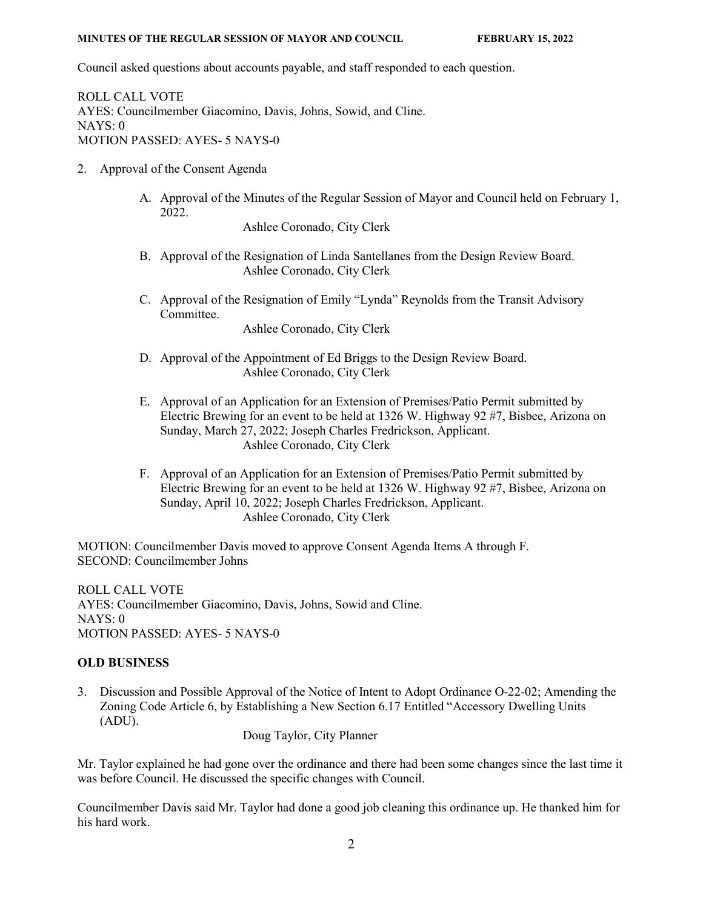Council asked questions about accounts payable, and staff responded to each question.

ROLL CALL VOTE
AYES: Councilmember Giacomino, Davis, Johns, Sowid, and Cline.
NAYS: 0
MOTION PASSED: AYES- 5 NAYS-0

2. Approval of the Consent Agenda

   A. Approval of the Minutes of the Regular Session of Mayor and Council held on February 1, 2022.
      Ashlee Coronado, City Clerk

   B. Approval of the Resignation of Linda Santellanes from the Design Review Board.
      Ashlee Coronado, City Clerk

   C. Approval of the Resignation of Emily "Lynda" Reynolds from the Transit Advisory Committee.
      Ashlee Coronado, City Clerk

   D. Approval of the Appointment of Ed Briggs to the Design Review Board.
      Ashlee Coronado, City Clerk

   E. Approval of an Application for an Extension of Premises/Patio Permit submitted by Electric Brewing for an event to be held at 1326 W. Highway 92 #7, Bisbee, Arizona on Sunday, March 27, 2022; Joseph Charles Fredrickson, Applicant.
      Ashlee Coronado, City Clerk

   F. Approval of an Application for an Extension of Premises/Patio Permit submitted by Electric Brewing for an event to be held at 1326 W. Highway 92 #7, Bisbee, Arizona on Sunday, April 10, 2022; Joseph Charles Fredrickson, Applicant.
      Ashlee Coronado, City Clerk

MOTION: Councilmember Davis moved to approve Consent Agenda Items A through F.
SECOND: Councilmember Johns

ROLL CALL VOTE
AYES: Councilmember Giacomino, Davis, Johns, Sowid and Cline.
NAYS: 0
MOTION PASSED: AYES- 5 NAYS-0

**OLD BUSINESS**

3. Discussion and Possible Approval of the Notice of Intent to Adopt Ordinance O-22-02; Amending the Zoning Code Article 6, by Establishing a New Section 6.17 Entitled "Accessory Dwelling Units (ADU).
   Doug Taylor, City Planner

Mr. Taylor explained he had gone over the ordinance and there had been some changes since the last time it was before Council. He discussed the specific changes with Council.

Councilmember Davis said Mr. Taylor had done a good job cleaning this ordinance up. He thanked him for his hard work.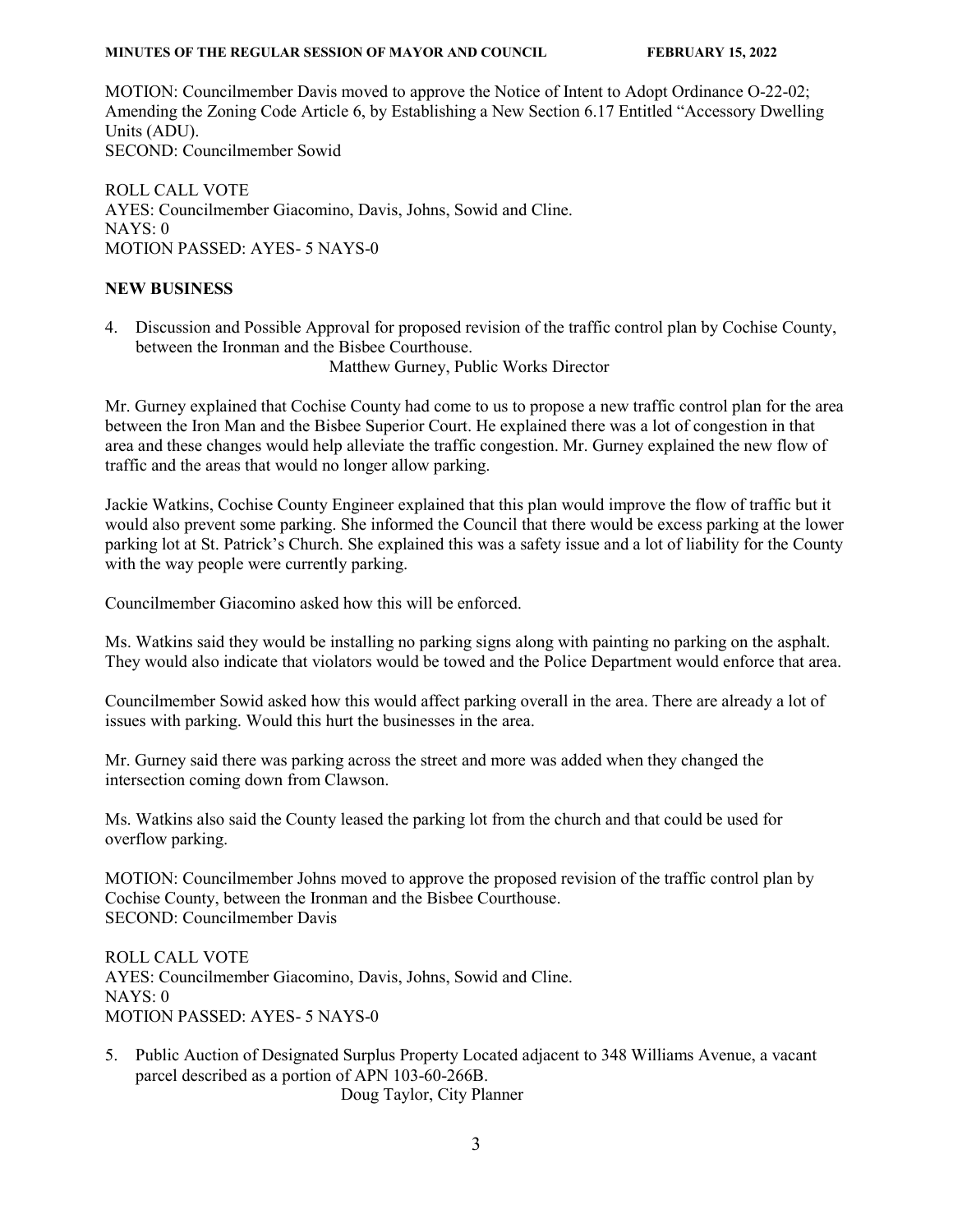MOTION: Councilmember Davis moved to approve the Notice of Intent to Adopt Ordinance O-22-02; Amending the Zoning Code Article 6, by Establishing a New Section 6.17 Entitled "Accessory Dwelling Units (ADU).
SECOND: Councilmember Sowid

ROLL CALL VOTE
AYES: Councilmember Giacomino, Davis, Johns, Sowid and Cline.
NAYS: 0
MOTION PASSED: AYES- 5 NAYS-0

## NEW BUSINESS

4. Discussion and Possible Approval for proposed revision of the traffic control plan by Cochise County, between the Ironman and the Bisbee Courthouse.
   Matthew Gurney, Public Works Director

Mr. Gurney explained that Cochise County had come to us to propose a new traffic control plan for the area between the Iron Man and the Bisbee Superior Court. He explained there was a lot of congestion in that area and these changes would help alleviate the traffic congestion. Mr. Gurney explained the new flow of traffic and the areas that would no longer allow parking.

Jackie Watkins, Cochise County Engineer explained that this plan would improve the flow of traffic but it would also prevent some parking. She informed the Council that there would be excess parking at the lower parking lot at St. Patrick's Church. She explained this was a safety issue and a lot of liability for the County with the way people were currently parking.

Councilmember Giacomino asked how this will be enforced.

Ms. Watkins said they would be installing no parking signs along with painting no parking on the asphalt. They would also indicate that violators would be towed and the Police Department would enforce that area.

Councilmember Sowid asked how this would affect parking overall in the area. There are already a lot of issues with parking. Would this hurt the businesses in the area.

Mr. Gurney said there was parking across the street and more was added when they changed the intersection coming down from Clawson.

Ms. Watkins also said the County leased the parking lot from the church and that could be used for overflow parking.

MOTION: Councilmember Johns moved to approve the proposed revision of the traffic control plan by Cochise County, between the Ironman and the Bisbee Courthouse.
SECOND: Councilmember Davis

ROLL CALL VOTE
AYES: Councilmember Giacomino, Davis, Johns, Sowid and Cline.
NAYS: 0
MOTION PASSED: AYES- 5 NAYS-0

5. Public Auction of Designated Surplus Property Located adjacent to 348 Williams Avenue, a vacant parcel described as a portion of APN 103-60-266B.
   Doug Taylor, City Planner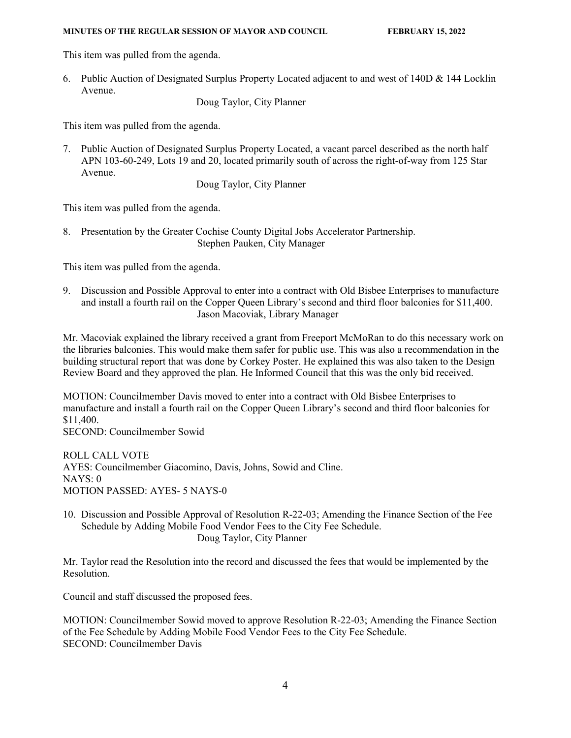This item was pulled from the agenda.

6. Public Auction of Designated Surplus Property Located adjacent to and west of 140D & 144 Locklin Avenue.

   Doug Taylor, City Planner

This item was pulled from the agenda.

7. Public Auction of Designated Surplus Property Located, a vacant parcel described as the north half APN 103-60-249, Lots 19 and 20, located primarily south of across the right-of-way from 125 Star Avenue.

   Doug Taylor, City Planner

This item was pulled from the agenda.

8. Presentation by the Greater Cochise County Digital Jobs Accelerator Partnership.

   Stephen Pauken, City Manager

This item was pulled from the agenda.

9. Discussion and Possible Approval to enter into a contract with Old Bisbee Enterprises to manufacture and install a fourth rail on the Copper Queen Library's second and third floor balconies for $11,400.

   Jason Macoviak, Library Manager

Mr. Macoviak explained the library received a grant from Freeport McMoRan to do this necessary work on the libraries balconies. This would make them safer for public use. This was also a recommendation in the building structural report that was done by Corkey Poster. He explained this was also taken to the Design Review Board and they approved the plan. He Informed Council that this was the only bid received.

MOTION: Councilmember Davis moved to enter into a contract with Old Bisbee Enterprises to manufacture and install a fourth rail on the Copper Queen Library's second and third floor balconies for $11,400.
SECOND: Councilmember Sowid

ROLL CALL VOTE
AYES: Councilmember Giacomino, Davis, Johns, Sowid and Cline.
NAYS: 0
MOTION PASSED: AYES- 5 NAYS-0

10. Discussion and Possible Approval of Resolution R-22-03; Amending the Finance Section of the Fee Schedule by Adding Mobile Food Vendor Fees to the City Fee Schedule.

    Doug Taylor, City Planner

Mr. Taylor read the Resolution into the record and discussed the fees that would be implemented by the Resolution.

Council and staff discussed the proposed fees.

MOTION: Councilmember Sowid moved to approve Resolution R-22-03; Amending the Finance Section of the Fee Schedule by Adding Mobile Food Vendor Fees to the City Fee Schedule.
SECOND: Councilmember Davis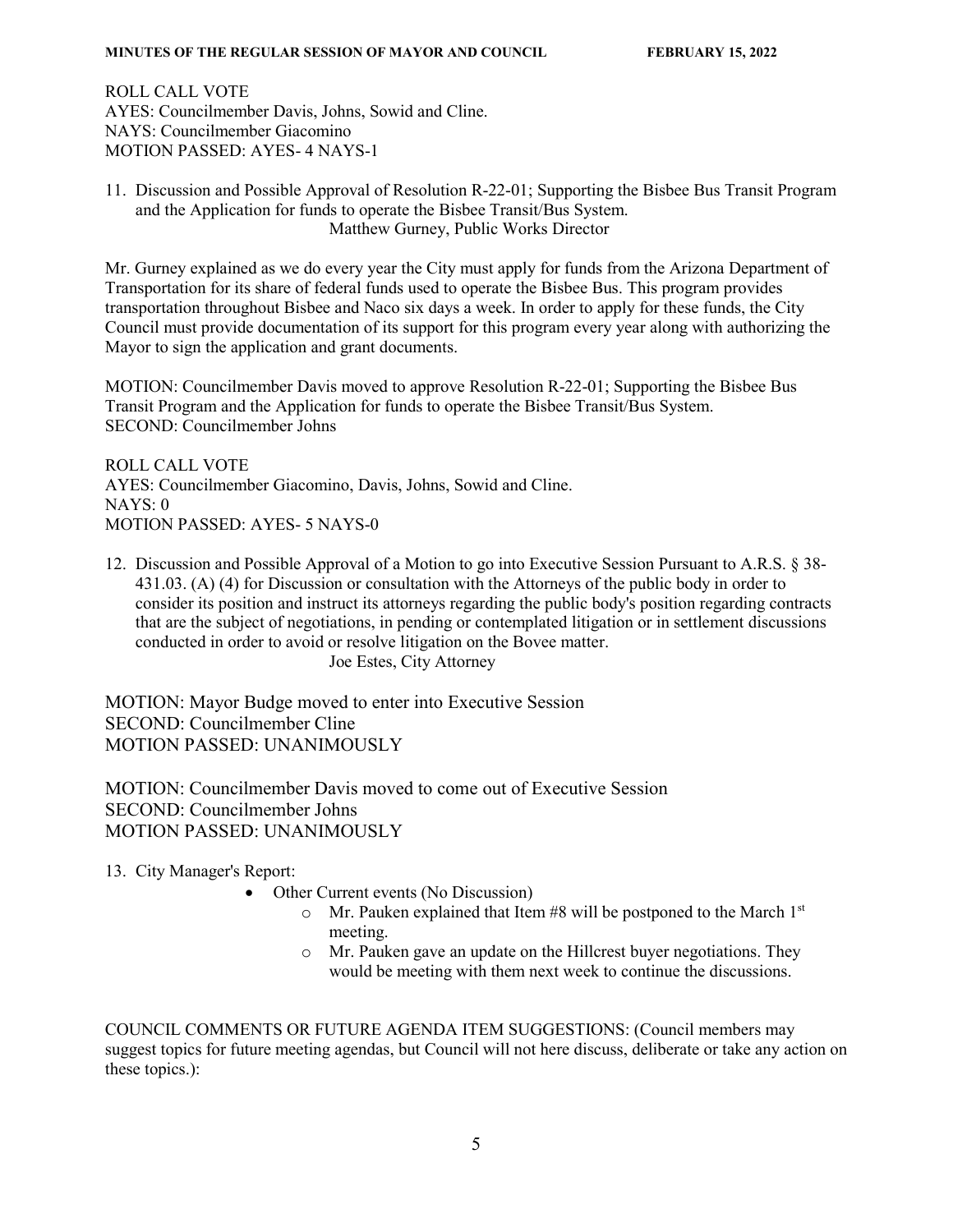ROLL CALL VOTE
AYES: Councilmember Davis, Johns, Sowid and Cline.
NAYS: Councilmember Giacomino
MOTION PASSED: AYES- 4 NAYS-1

11. Discussion and Possible Approval of Resolution R-22-01; Supporting the Bisbee Bus Transit Program and the Application for funds to operate the Bisbee Transit/Bus System.
Matthew Gurney, Public Works Director

Mr. Gurney explained as we do every year the City must apply for funds from the Arizona Department of Transportation for its share of federal funds used to operate the Bisbee Bus. This program provides transportation throughout Bisbee and Naco six days a week. In order to apply for these funds, the City Council must provide documentation of its support for this program every year along with authorizing the Mayor to sign the application and grant documents.

MOTION: Councilmember Davis moved to approve Resolution R-22-01; Supporting the Bisbee Bus Transit Program and the Application for funds to operate the Bisbee Transit/Bus System.
SECOND: Councilmember Johns

ROLL CALL VOTE
AYES: Councilmember Giacomino, Davis, Johns, Sowid and Cline.
NAYS: 0
MOTION PASSED: AYES- 5 NAYS-0

12. Discussion and Possible Approval of a Motion to go into Executive Session Pursuant to A.R.S. § 38-431.03. (A) (4) for Discussion or consultation with the Attorneys of the public body in order to consider its position and instruct its attorneys regarding the public body's position regarding contracts that are the subject of negotiations, in pending or contemplated litigation or in settlement discussions conducted in order to avoid or resolve litigation on the Bovee matter.
Joe Estes, City Attorney

MOTION: Mayor Budge moved to enter into Executive Session
SECOND: Councilmember Cline
MOTION PASSED: UNANIMOUSLY

MOTION: Councilmember Davis moved to come out of Executive Session
SECOND: Councilmember Johns
MOTION PASSED: UNANIMOUSLY

13. City Manager's Report:
    - Other Current events (No Discussion)
        - Mr. Pauken explained that Item #8 will be postponed to the March 1st meeting.
        - Mr. Pauken gave an update on the Hillcrest buyer negotiations. They would be meeting with them next week to continue the discussions.

COUNCIL COMMENTS OR FUTURE AGENDA ITEM SUGGESTIONS: (Council members may suggest topics for future meeting agendas, but Council will not here discuss, deliberate or take any action on these topics.):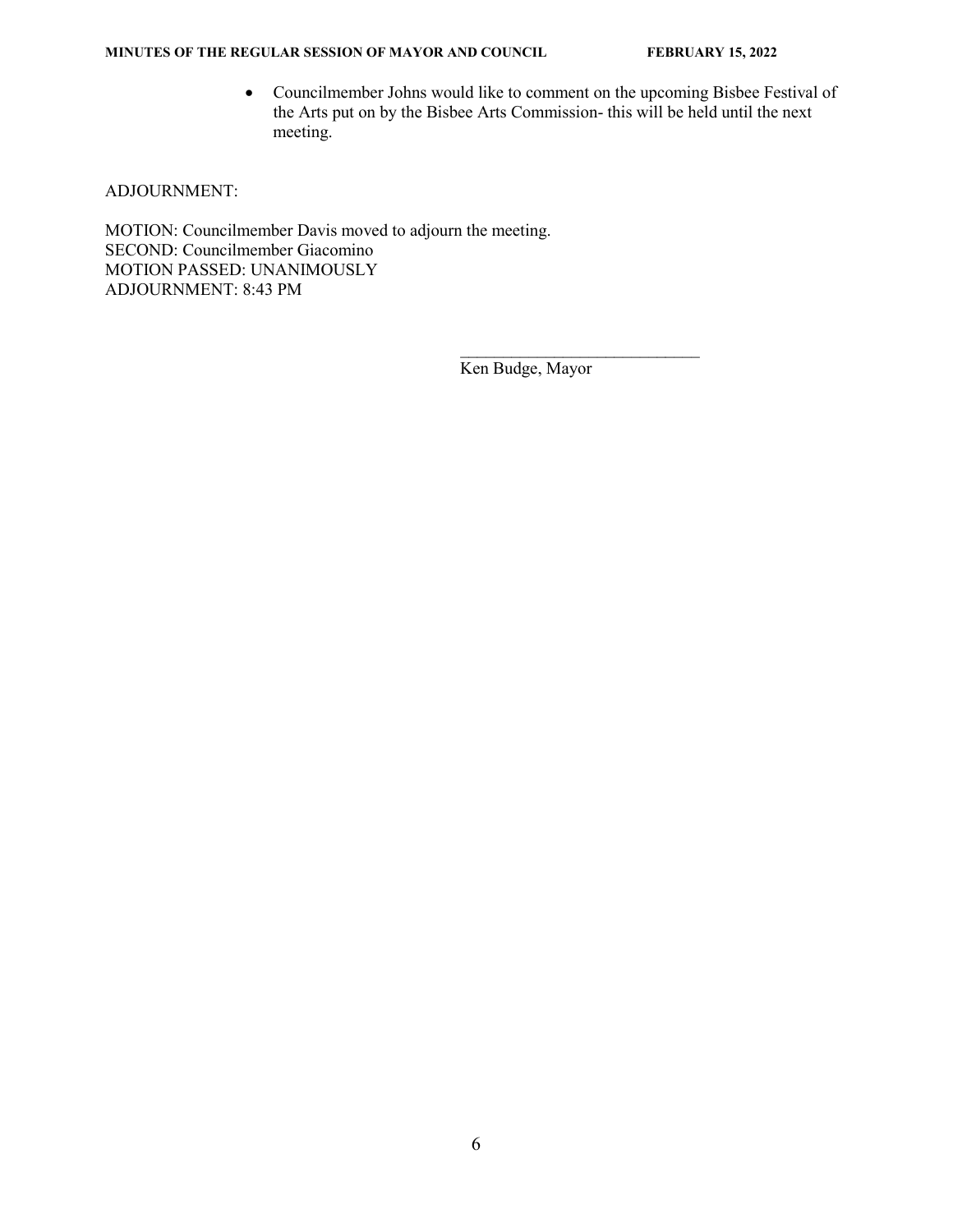- Councilmember Johns would like to comment on the upcoming Bisbee Festival of the Arts put on by the Bisbee Arts Commission- this will be held until the next meeting.

ADJOURNMENT:

MOTION: Councilmember Davis moved to adjourn the meeting.
SECOND: Councilmember Giacomino
MOTION PASSED: UNANIMOUSLY
ADJOURNMENT: 8:43 PM

\_\_\_\_\_\_\_\_\_\_\_\_\_\_\_\_\_\_\_\_\_\_\_\_\_\_\_\_\_
Ken Budge, Mayor